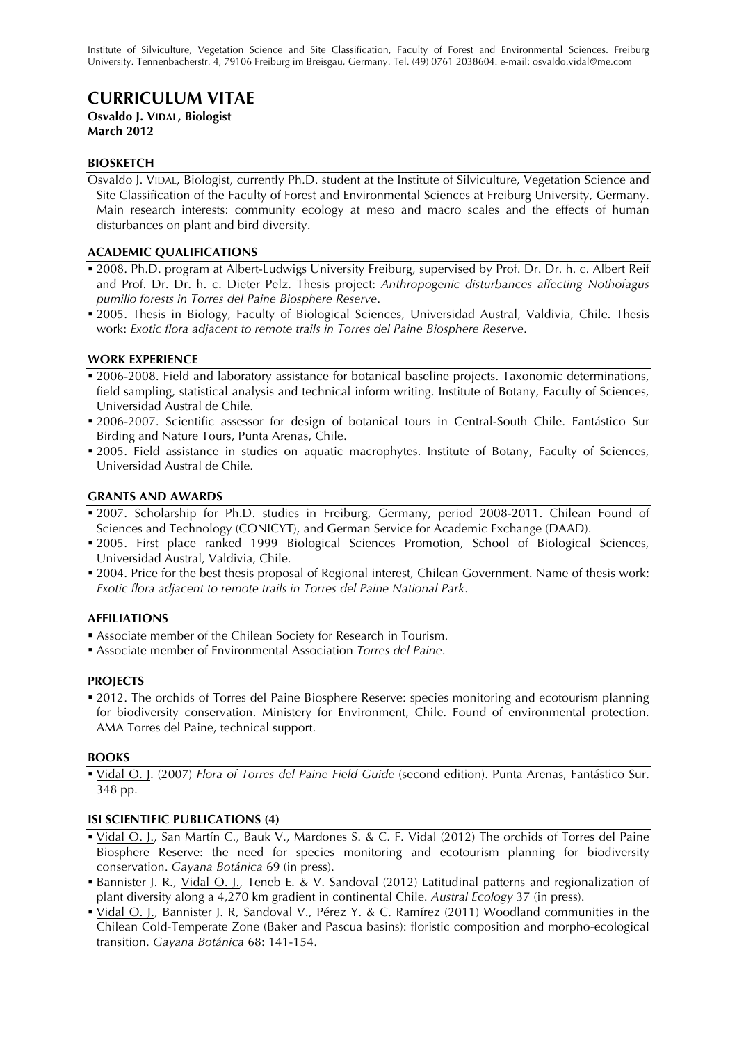Institute of Silviculture, Vegetation Science and Site Classification, Faculty of Forest and Environmental Sciences. Freiburg University. Tennenbacherstr. 4, 79106 Freiburg im Breisgau, Germany. Tel. (49) 0761 2038604. e-mail: osvaldo.vidal@me.com

# CURRICULUM VITAE

**Osvaldo J. VIDAL, Biologist**
**March 2012**

## BIOSKETCH

Osvaldo J. VIDAL, Biologist, currently Ph.D. student at the Institute of Silviculture, Vegetation Science and Site Classification of the Faculty of Forest and Environmental Sciences at Freiburg University, Germany. Main research interests: community ecology at meso and macro scales and the effects of human disturbances on plant and bird diversity.

## ACADEMIC QUALIFICATIONS

- 2008. Ph.D. program at Albert-Ludwigs University Freiburg, supervised by Prof. Dr. Dr. h. c. Albert Reif and Prof. Dr. Dr. h. c. Dieter Pelz. Thesis project: *Anthropogenic disturbances affecting Nothofagus pumilio forests in Torres del Paine Biosphere Reserve*.
- 2005. Thesis in Biology, Faculty of Biological Sciences, Universidad Austral, Valdivia, Chile. Thesis work: *Exotic flora adjacent to remote trails in Torres del Paine Biosphere Reserve*.

## WORK EXPERIENCE

- 2006-2008. Field and laboratory assistance for botanical baseline projects. Taxonomic determinations, field sampling, statistical analysis and technical inform writing. Institute of Botany, Faculty of Sciences, Universidad Austral de Chile.
- 2006-2007. Scientific assessor for design of botanical tours in Central-South Chile. Fantástico Sur Birding and Nature Tours, Punta Arenas, Chile.
- 2005. Field assistance in studies on aquatic macrophytes. Institute of Botany, Faculty of Sciences, Universidad Austral de Chile.

## GRANTS AND AWARDS

- 2007. Scholarship for Ph.D. studies in Freiburg, Germany, period 2008-2011. Chilean Found of Sciences and Technology (CONICYT), and German Service for Academic Exchange (DAAD).
- 2005. First place ranked 1999 Biological Sciences Promotion, School of Biological Sciences, Universidad Austral, Valdivia, Chile.
- 2004. Price for the best thesis proposal of Regional interest, Chilean Government. Name of thesis work: *Exotic flora adjacent to remote trails in Torres del Paine National Park*.

## AFFILIATIONS

- Associate member of the Chilean Society for Research in Tourism.
- Associate member of Environmental Association *Torres del Paine*.

## PROJECTS

- 2012. The orchids of Torres del Paine Biosphere Reserve: species monitoring and ecotourism planning for biodiversity conservation. Ministery for Environment, Chile. Found of environmental protection. AMA Torres del Paine, technical support.

## BOOKS

- Vidal O. J. (2007) *Flora of Torres del Paine Field Guide* (second edition). Punta Arenas, Fantástico Sur. 348 pp.

## ISI SCIENTIFIC PUBLICATIONS (4)

- Vidal O. J., San Martín C., Bauk V., Mardones S. & C. F. Vidal (2012) The orchids of Torres del Paine Biosphere Reserve: the need for species monitoring and ecotourism planning for biodiversity conservation. *Gayana Botánica* 69 (in press).
- Bannister J. R., Vidal O. J., Teneb E. & V. Sandoval (2012) Latitudinal patterns and regionalization of plant diversity along a 4,270 km gradient in continental Chile. *Austral Ecology* 37 (in press).
- Vidal O. J., Bannister J. R, Sandoval V., Pérez Y. & C. Ramírez (2011) Woodland communities in the Chilean Cold-Temperate Zone (Baker and Pascua basins): floristic composition and morpho-ecological transition. *Gayana Botánica* 68: 141-154.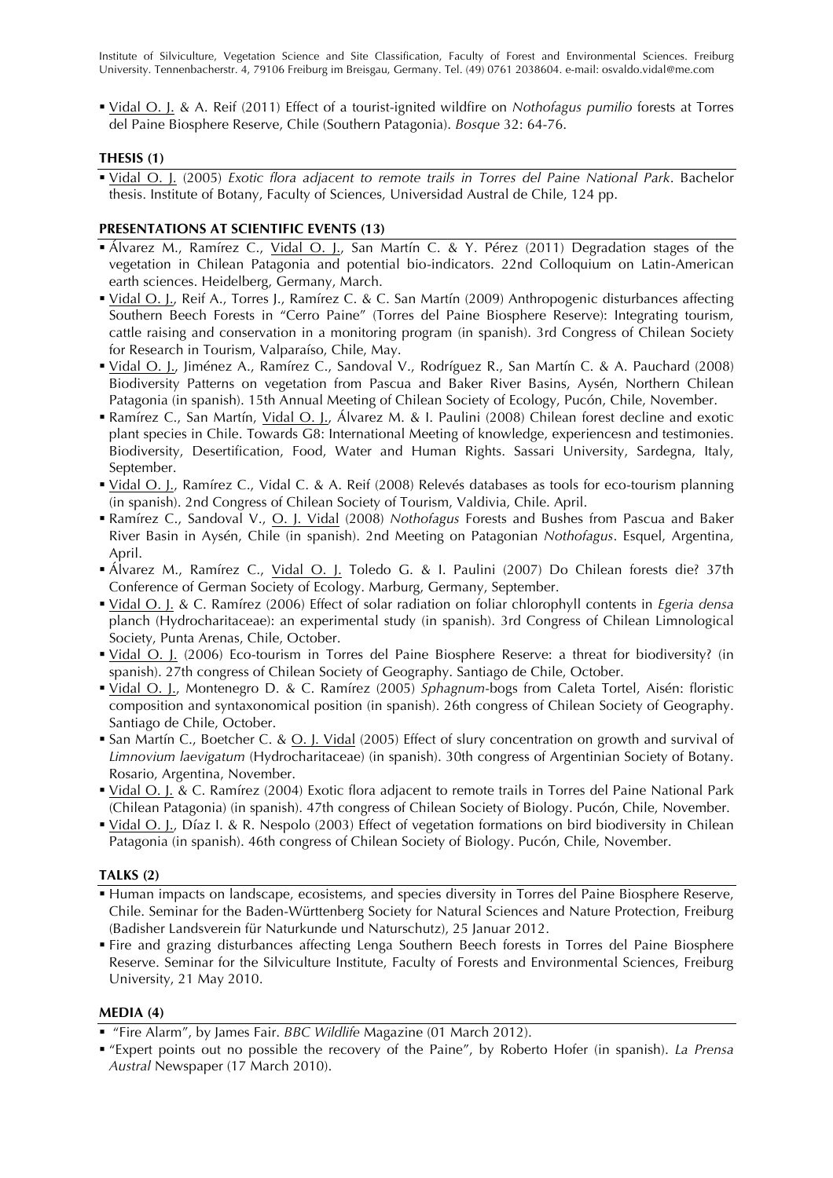Institute of Silviculture, Vegetation Science and Site Classification, Faculty of Forest and Environmental Sciences. Freiburg University. Tennenbacherstr. 4, 79106 Freiburg im Breisgau, Germany. Tel. (49) 0761 2038604. e-mail: osvaldo.vidal@me.com

- Vidal O. J. & A. Reif (2011) Effect of a tourist-ignited wildfire on *Nothofagus pumilio* forests at Torres del Paine Biosphere Reserve, Chile (Southern Patagonia). *Bosque* 32: 64-76.

**THESIS (1)**

- Vidal O. J. (2005) *Exotic flora adjacent to remote trails in Torres del Paine National Park*. Bachelor thesis. Institute of Botany, Faculty of Sciences, Universidad Austral de Chile, 124 pp.

**PRESENTATIONS AT SCIENTIFIC EVENTS (13)**

- Álvarez M., Ramírez C., Vidal O. J., San Martín C. & Y. Pérez (2011) Degradation stages of the vegetation in Chilean Patagonia and potential bio-indicators. 22nd Colloquium on Latin-American earth sciences. Heidelberg, Germany, March.
- Vidal O. J., Reif A., Torres J., Ramírez C. & C. San Martín (2009) Anthropogenic disturbances affecting Southern Beech Forests in "Cerro Paine" (Torres del Paine Biosphere Reserve): Integrating tourism, cattle raising and conservation in a monitoring program (in spanish). 3rd Congress of Chilean Society for Research in Tourism, Valparaíso, Chile, May.
- Vidal O. J., Jiménez A., Ramírez C., Sandoval V., Rodríguez R., San Martín C. & A. Pauchard (2008) Biodiversity Patterns on vegetation from Pascua and Baker River Basins, Aysén, Northern Chilean Patagonia (in spanish). 15th Annual Meeting of Chilean Society of Ecology, Pucón, Chile, November.
- Ramírez C., San Martín, Vidal O. J., Álvarez M. & I. Paulini (2008) Chilean forest decline and exotic plant species in Chile. Towards G8: International Meeting of knowledge, experiencesn and testimonies. Biodiversity, Desertification, Food, Water and Human Rights. Sassari University, Sardegna, Italy, September.
- Vidal O. J., Ramírez C., Vidal C. & A. Reif (2008) Relevés databases as tools for eco-tourism planning (in spanish). 2nd Congress of Chilean Society of Tourism, Valdivia, Chile. April.
- Ramírez C., Sandoval V., O. J. Vidal (2008) *Nothofagus* Forests and Bushes from Pascua and Baker River Basin in Aysén, Chile (in spanish). 2nd Meeting on Patagonian *Nothofagus*. Esquel, Argentina, April.
- Álvarez M., Ramírez C., Vidal O. J. Toledo G. & I. Paulini (2007) Do Chilean forests die? 37th Conference of German Society of Ecology. Marburg, Germany, September.
- Vidal O. J. & C. Ramírez (2006) Effect of solar radiation on foliar chlorophyll contents in *Egeria densa* planch (Hydrocharitaceae): an experimental study (in spanish). 3rd Congress of Chilean Limnological Society, Punta Arenas, Chile, October.
- Vidal O. J. (2006) Eco-tourism in Torres del Paine Biosphere Reserve: a threat for biodiversity? (in spanish). 27th congress of Chilean Society of Geography. Santiago de Chile, October.
- Vidal O. J., Montenegro D. & C. Ramírez (2005) *Sphagnum*-bogs from Caleta Tortel, Aisén: floristic composition and syntaxonomical position (in spanish). 26th congress of Chilean Society of Geography. Santiago de Chile, October.
- San Martín C., Boetcher C. & O. J. Vidal (2005) Effect of slury concentration on growth and survival of *Limnovium laevigatum* (Hydrocharitaceae) (in spanish). 30th congress of Argentinian Society of Botany. Rosario, Argentina, November.
- Vidal O. J. & C. Ramírez (2004) Exotic flora adjacent to remote trails in Torres del Paine National Park (Chilean Patagonia) (in spanish). 47th congress of Chilean Society of Biology. Pucón, Chile, November.
- Vidal O. J., Díaz I. & R. Nespolo (2003) Effect of vegetation formations on bird biodiversity in Chilean Patagonia (in spanish). 46th congress of Chilean Society of Biology. Pucón, Chile, November.

**TALKS (2)**

- Human impacts on landscape, ecosistems, and species diversity in Torres del Paine Biosphere Reserve, Chile. Seminar for the Baden-Württenberg Society for Natural Sciences and Nature Protection, Freiburg (Badisher Landsverein für Naturkunde und Naturschutz), 25 Januar 2012.
- Fire and grazing disturbances affecting Lenga Southern Beech forests in Torres del Paine Biosphere Reserve. Seminar for the Silviculture Institute, Faculty of Forests and Environmental Sciences, Freiburg University, 21 May 2010.

**MEDIA (4)**

- "Fire Alarm", by James Fair. *BBC Wildlife* Magazine (01 March 2012).
- "Expert points out no possible the recovery of the Paine", by Roberto Hofer (in spanish). *La Prensa Austral* Newspaper (17 March 2010).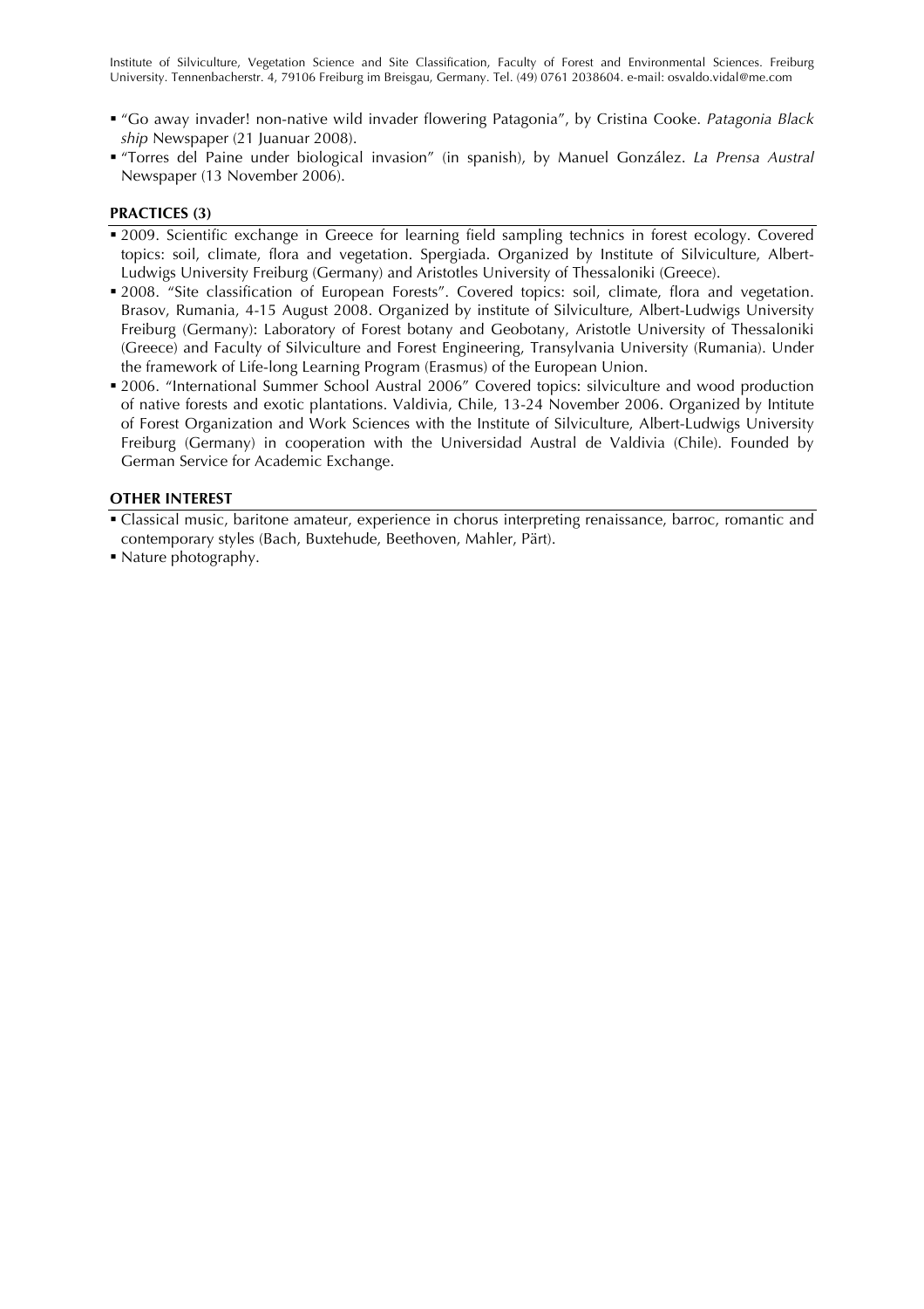- "Go away invader! non-native wild invader flowering Patagonia", by Cristina Cooke. *Patagonia Black ship* Newspaper (21 Juanuar 2008).
- "Torres del Paine under biological invasion" (in spanish), by Manuel González. *La Prensa Austral* Newspaper (13 November 2006).

**PRACTICES (3)**

- 2009. Scientific exchange in Greece for learning field sampling technics in forest ecology. Covered topics: soil, climate, flora and vegetation. Spergiada. Organized by Institute of Silviculture, Albert-Ludwigs University Freiburg (Germany) and Aristotles University of Thessaloniki (Greece).
- 2008. "Site classification of European Forests". Covered topics: soil, climate, flora and vegetation. Brasov, Rumania, 4-15 August 2008. Organized by institute of Silviculture, Albert-Ludwigs University Freiburg (Germany): Laboratory of Forest botany and Geobotany, Aristotle University of Thessaloniki (Greece) and Faculty of Silviculture and Forest Engineering, Transylvania University (Rumania). Under the framework of Life-long Learning Program (Erasmus) of the European Union.
- 2006. "International Summer School Austral 2006" Covered topics: silviculture and wood production of native forests and exotic plantations. Valdivia, Chile, 13-24 November 2006. Organized by Intitute of Forest Organization and Work Sciences with the Institute of Silviculture, Albert-Ludwigs University Freiburg (Germany) in cooperation with the Universidad Austral de Valdivia (Chile). Founded by German Service for Academic Exchange.

**OTHER INTEREST**

- Classical music, baritone amateur, experience in chorus interpreting renaissance, barroc, romantic and contemporary styles (Bach, Buxtehude, Beethoven, Mahler, Pärt).
- Nature photography.